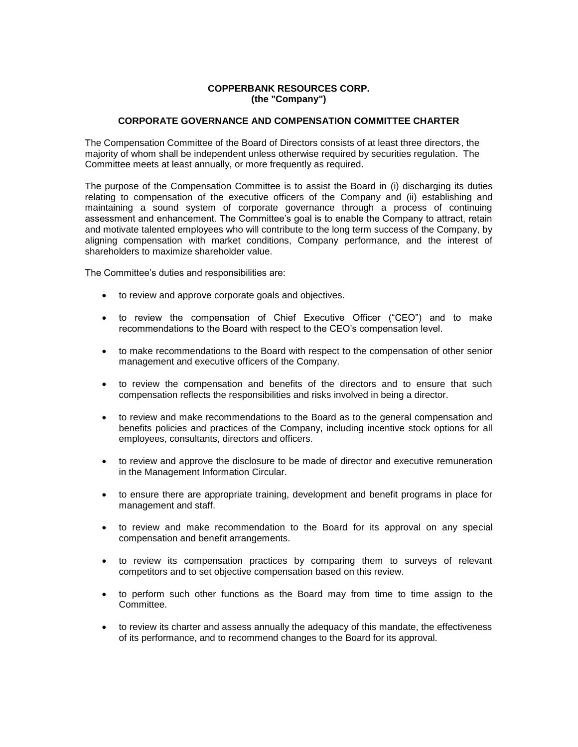# COPPERBANK RESOURCES CORP.
**(the "Company")**

## CORPORATE GOVERNANCE AND COMPENSATION COMMITTEE CHARTER

The Compensation Committee of the Board of Directors consists of at least three directors, the majority of whom shall be independent unless otherwise required by securities regulation. The Committee meets at least annually, or more frequently as required.

The purpose of the Compensation Committee is to assist the Board in (i) discharging its duties relating to compensation of the executive officers of the Company and (ii) establishing and maintaining a sound system of corporate governance through a process of continuing assessment and enhancement. The Committee's goal is to enable the Company to attract, retain and motivate talented employees who will contribute to the long term success of the Company, by aligning compensation with market conditions, Company performance, and the interest of shareholders to maximize shareholder value.

The Committee's duties and responsibilities are:

- to review and approve corporate goals and objectives.
- to review the compensation of Chief Executive Officer ("CEO") and to make recommendations to the Board with respect to the CEO's compensation level.
- to make recommendations to the Board with respect to the compensation of other senior management and executive officers of the Company.
- to review the compensation and benefits of the directors and to ensure that such compensation reflects the responsibilities and risks involved in being a director.
- to review and make recommendations to the Board as to the general compensation and benefits policies and practices of the Company, including incentive stock options for all employees, consultants, directors and officers.
- to review and approve the disclosure to be made of director and executive remuneration in the Management Information Circular.
- to ensure there are appropriate training, development and benefit programs in place for management and staff.
- to review and make recommendation to the Board for its approval on any special compensation and benefit arrangements.
- to review its compensation practices by comparing them to surveys of relevant competitors and to set objective compensation based on this review.
- to perform such other functions as the Board may from time to time assign to the Committee.
- to review its charter and assess annually the adequacy of this mandate, the effectiveness of its performance, and to recommend changes to the Board for its approval.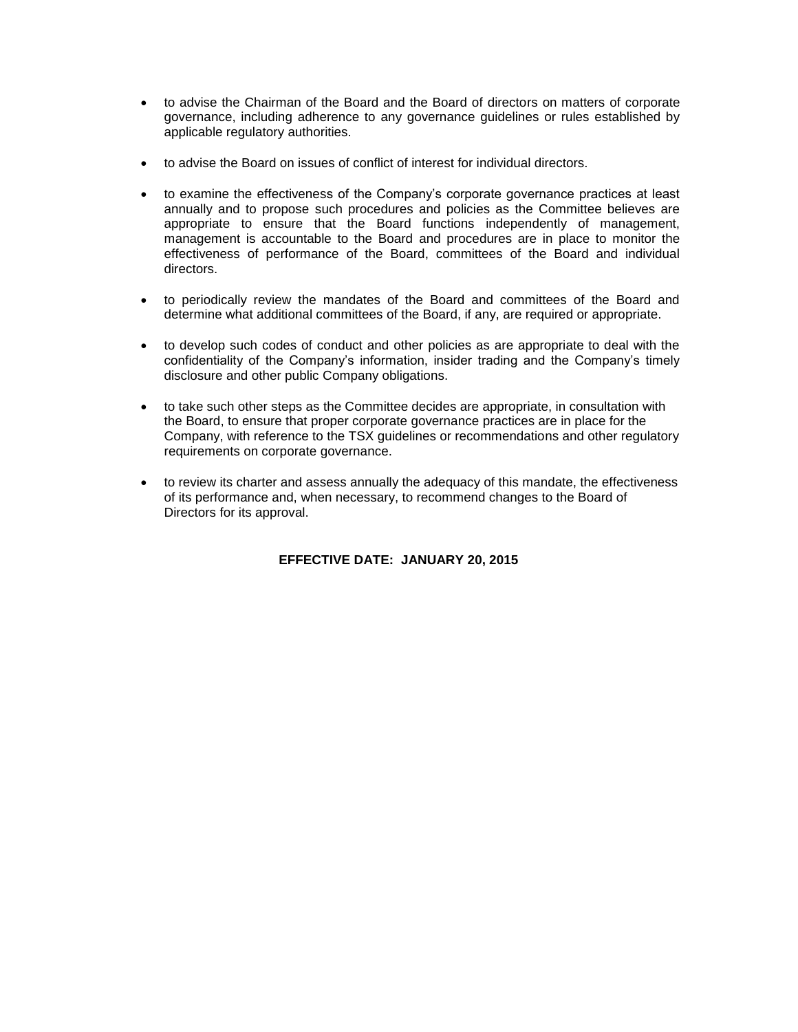- to advise the Chairman of the Board and the Board of directors on matters of corporate governance, including adherence to any governance guidelines or rules established by applicable regulatory authorities.

- to advise the Board on issues of conflict of interest for individual directors.

- to examine the effectiveness of the Company's corporate governance practices at least annually and to propose such procedures and policies as the Committee believes are appropriate to ensure that the Board functions independently of management, management is accountable to the Board and procedures are in place to monitor the effectiveness of performance of the Board, committees of the Board and individual directors.

- to periodically review the mandates of the Board and committees of the Board and determine what additional committees of the Board, if any, are required or appropriate.

- to develop such codes of conduct and other policies as are appropriate to deal with the confidentiality of the Company's information, insider trading and the Company's timely disclosure and other public Company obligations.

- to take such other steps as the Committee decides are appropriate, in consultation with the Board, to ensure that proper corporate governance practices are in place for the Company, with reference to the TSX guidelines or recommendations and other regulatory requirements on corporate governance.

- to review its charter and assess annually the adequacy of this mandate, the effectiveness of its performance and, when necessary, to recommend changes to the Board of Directors for its approval.

**EFFECTIVE DATE: JANUARY 20, 2015**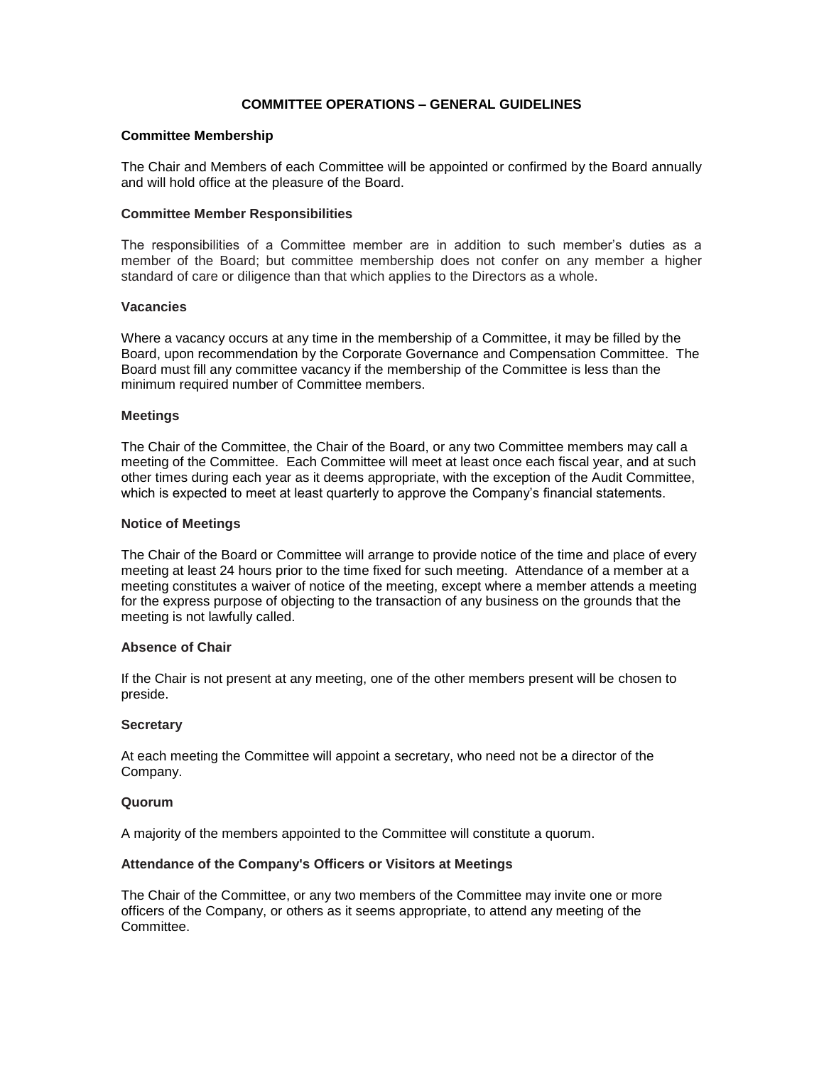## COMMITTEE OPERATIONS – GENERAL GUIDELINES

### Committee Membership

The Chair and Members of each Committee will be appointed or confirmed by the Board annually and will hold office at the pleasure of the Board.

### Committee Member Responsibilities

The responsibilities of a Committee member are in addition to such member's duties as a member of the Board; but committee membership does not confer on any member a higher standard of care or diligence than that which applies to the Directors as a whole.

### Vacancies

Where a vacancy occurs at any time in the membership of a Committee, it may be filled by the Board, upon recommendation by the Corporate Governance and Compensation Committee. The Board must fill any committee vacancy if the membership of the Committee is less than the minimum required number of Committee members.

### Meetings

The Chair of the Committee, the Chair of the Board, or any two Committee members may call a meeting of the Committee. Each Committee will meet at least once each fiscal year, and at such other times during each year as it deems appropriate, with the exception of the Audit Committee, which is expected to meet at least quarterly to approve the Company's financial statements.

### Notice of Meetings

The Chair of the Board or Committee will arrange to provide notice of the time and place of every meeting at least 24 hours prior to the time fixed for such meeting. Attendance of a member at a meeting constitutes a waiver of notice of the meeting, except where a member attends a meeting for the express purpose of objecting to the transaction of any business on the grounds that the meeting is not lawfully called.

### Absence of Chair

If the Chair is not present at any meeting, one of the other members present will be chosen to preside.

### Secretary

At each meeting the Committee will appoint a secretary, who need not be a director of the Company.

### Quorum

A majority of the members appointed to the Committee will constitute a quorum.

### Attendance of the Company's Officers or Visitors at Meetings

The Chair of the Committee, or any two members of the Committee may invite one or more officers of the Company, or others as it seems appropriate, to attend any meeting of the Committee.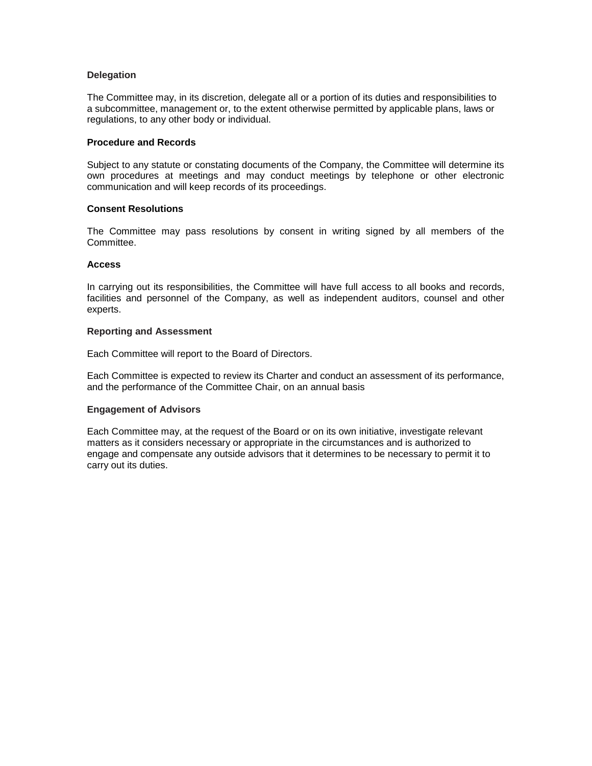**Delegation**

The Committee may, in its discretion, delegate all or a portion of its duties and responsibilities to a subcommittee, management or, to the extent otherwise permitted by applicable plans, laws or regulations, to any other body or individual.

**Procedure and Records**

Subject to any statute or constating documents of the Company, the Committee will determine its own procedures at meetings and may conduct meetings by telephone or other electronic communication and will keep records of its proceedings.

**Consent Resolutions**

The Committee may pass resolutions by consent in writing signed by all members of the Committee.

**Access**

In carrying out its responsibilities, the Committee will have full access to all books and records, facilities and personnel of the Company, as well as independent auditors, counsel and other experts.

**Reporting and Assessment**

Each Committee will report to the Board of Directors.

Each Committee is expected to review its Charter and conduct an assessment of its performance, and the performance of the Committee Chair, on an annual basis

**Engagement of Advisors**

Each Committee may, at the request of the Board or on its own initiative, investigate relevant matters as it considers necessary or appropriate in the circumstances and is authorized to engage and compensate any outside advisors that it determines to be necessary to permit it to carry out its duties.